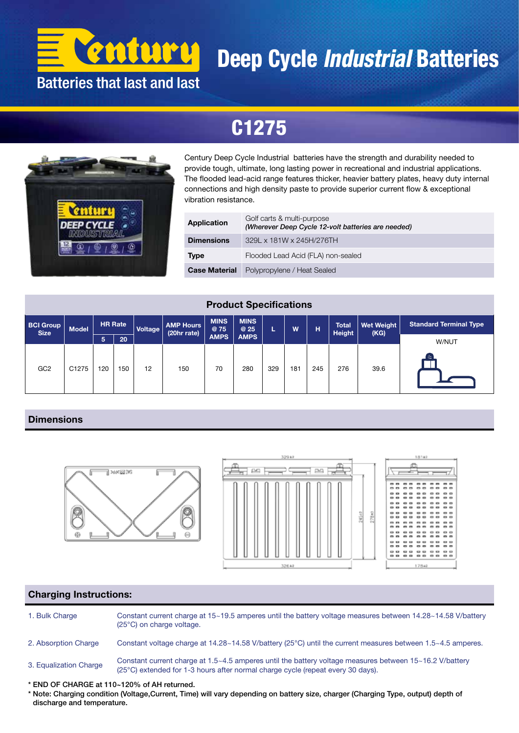# Century Deep Cycle *Industrial* Batteries

Batteries that last and last

## C1275

Century Deep Cycle Industrial batteries have the strength and durability needed to provide tough, ultimate, long lasting power in recreational and industrial applications. The flooded lead-acid range features thicker, heavier battery plates, heavy duty internal connections and high density paste to provide superior current flow & exceptional vibration resistance.

| | |
|---|---|
| **Application** | Golf carts & multi-purpose *(Wherever Deep Cycle 12-volt batteries are needed)* |
| **Dimensions** | 329L x 181W x 245H/276TH |
| **Type** | Flooded Lead Acid (FLA) non-sealed |
| **Case Material** | Polypropylene / Heat Sealed |

### Product Specifications

| BCI Group Size | Model | HR Rate | | Voltage | AMP Hours (20hr rate) | MINS @ 75 AMPS | MINS @ 25 AMPS | L | W | H | Total Height | Wet Weight (KG) | Standard Terminal Type |
|---|---|---|---|---|---|---|---|---|---|---|---|---|---|
| | | 5 | 20 | | | | | | | | | | W/NUT |
| GC2 | C1275 | 120 | 150 | 12 | 150 | 70 | 280 | 329 | 181 | 245 | 276 | 39.6 | |

## Dimensions

## Charging Instructions:

1. Bulk Charge — Constant current charge at 15~19.5 amperes until the battery voltage measures between 14.28~14.58 V/battery (25°C) on charge voltage.
2. Absorption Charge — Constant voltage charge at 14.28~14.58 V/battery (25°C) until the current measures between 1.5~4.5 amperes.
3. Equalization Charge — Constant current charge at 1.5~4.5 amperes until the battery voltage measures between 15~16.2 V/battery (25°C) extended for 1-3 hours after normal charge cycle (repeat every 30 days).

\* END OF CHARGE at 110~120% of AH returned.

\* Note: Charging condition (Voltage,Current, Time) will vary depending on battery size, charger (Charging Type, output) depth of discharge and temperature.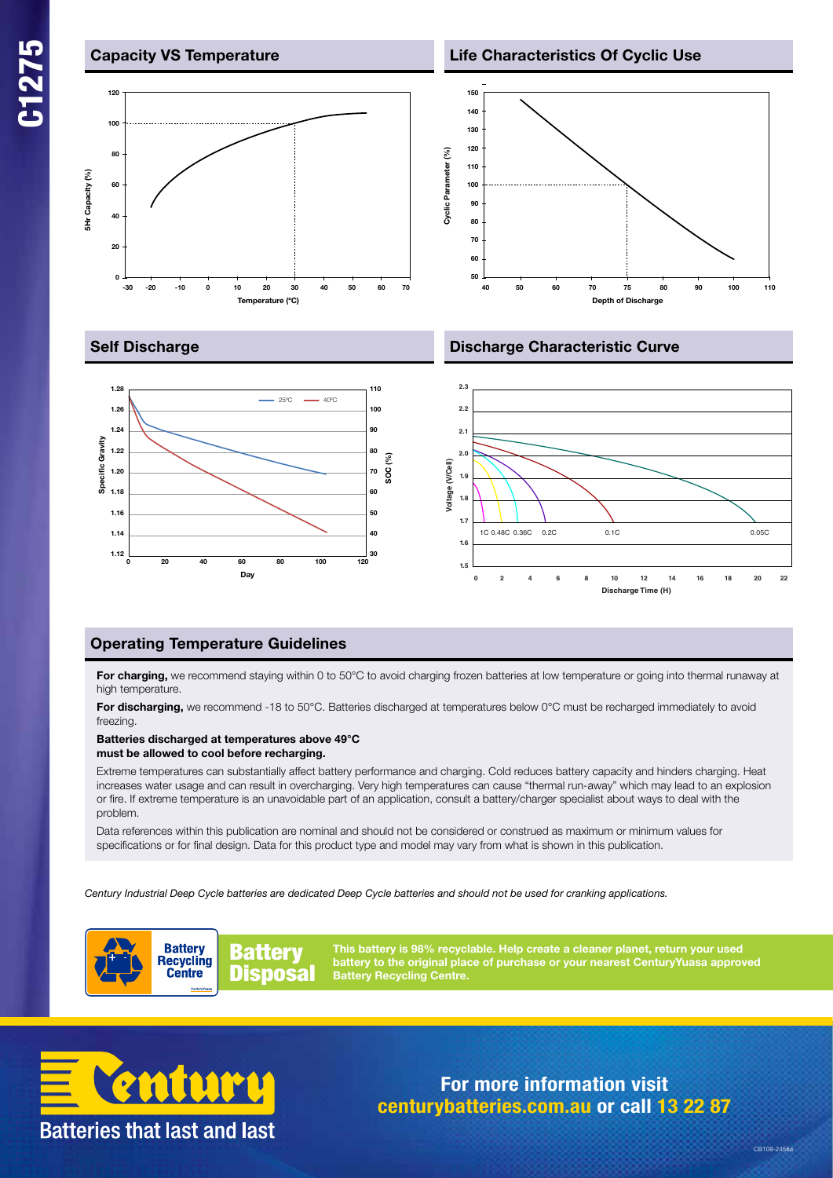C1275

## Capacity VS Temperature

120
100
80
60
40
20
0

5Hr Capacity (%)

-30 -20 -10 0 10 20 30 40 50 60 70

Temperature (°C)

## Life Characteristics Of Cyclic Use

150
140
130
120
110
100
90
80
70
60
50

Cyclic Parameter (%)

40 50 60 70 75 80 90 100 110

Depth of Discharge

## Self Discharge

25°C 40°C

1.28
1.26
1.24
1.22
1.20
1.18
1.16
1.14
1.12

Specific Gravity

110
100
90
80
70
60
50
40
30

SOC (%)

0 20 40 60 80 100 120

Day

## Discharge Characteristic Curve

2.3
2.2
2.1
2.0
1.9
1.8
1.7
1.6
1.5

Voltage (V/Cell)

1C 0.48C 0.36C 0.2C 0.1C 0.05C

0 2 4 6 8 10 12 14 16 18 20 22

Discharge Time (H)

## Operating Temperature Guidelines

**For charging,** we recommend staying within 0 to 50°C to avoid charging frozen batteries at low temperature or going into thermal runaway at high temperature.

**For discharging,** we recommend -18 to 50°C. Batteries discharged at temperatures below 0°C must be recharged immediately to avoid freezing.

**Batteries discharged at temperatures above 49°C must be allowed to cool before recharging.**

Extreme temperatures can substantially affect battery performance and charging. Cold reduces battery capacity and hinders charging. Heat increases water usage and can result in overcharging. Very high temperatures can cause "thermal run-away" which may lead to an explosion or fire. If extreme temperature is an unavoidable part of an application, consult a battery/charger specialist about ways to deal with the problem.

Data references within this publication are nominal and should not be considered or construed as maximum or minimum values for specifications or for final design. Data for this product type and model may vary from what is shown in this publication.

*Century Industrial Deep Cycle batteries are dedicated Deep Cycle batteries and should not be used for cranking applications.*

Battery Recycling Centre

**Battery Disposal**

**This battery is 98% recyclable. Help create a cleaner planet, return your used battery to the original place of purchase or your nearest CenturyYuasa approved Battery Recycling Centre.**

Century

Batteries that last and last

**For more information visit centurybatteries.com.au or call 13 22 87**

CB109-2458a